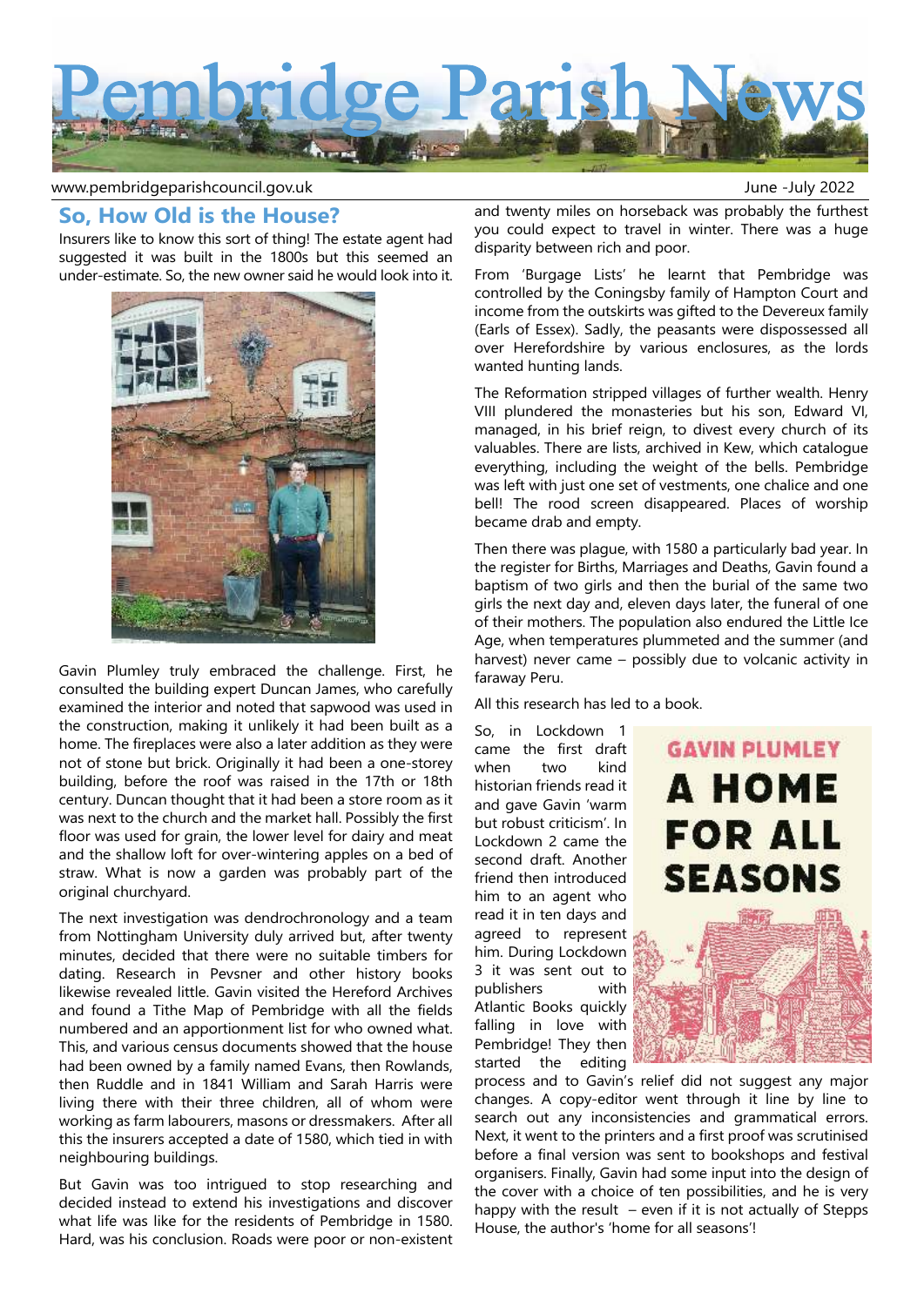# Pembridge Parish News

www.pembridgeparishcouncil.gov.uk

June -July 2022

## So, How Old is the House?

Insurers like to know this sort of thing! The estate agent had suggested it was built in the 1800s but this seemed an under-estimate. So, the new owner said he would look into it.

Gavin Plumley truly embraced the challenge. First, he consulted the building expert Duncan James, who carefully examined the interior and noted that sapwood was used in the construction, making it unlikely it had been built as a home. The fireplaces were also a later addition as they were not of stone but brick. Originally it had been a one-storey building, before the roof was raised in the 17th or 18th century. Duncan thought that it had been a store room as it was next to the church and the market hall. Possibly the first floor was used for grain, the lower level for dairy and meat and the shallow loft for over-wintering apples on a bed of straw. What is now a garden was probably part of the original churchyard.

The next investigation was dendrochronology and a team from Nottingham University duly arrived but, after twenty minutes, decided that there were no suitable timbers for dating. Research in Pevsner and other history books likewise revealed little. Gavin visited the Hereford Archives and found a Tithe Map of Pembridge with all the fields numbered and an apportionment list for who owned what. This, and various census documents showed that the house had been owned by a family named Evans, then Rowlands, then Ruddle and in 1841 William and Sarah Harris were living there with their three children, all of whom were working as farm labourers, masons or dressmakers. After all this the insurers accepted a date of 1580, which tied in with neighbouring buildings.

But Gavin was too intrigued to stop researching and decided instead to extend his investigations and discover what life was like for the residents of Pembridge in 1580. Hard, was his conclusion. Roads were poor or non-existent and twenty miles on horseback was probably the furthest you could expect to travel in winter. There was a huge disparity between rich and poor.

From 'Burgage Lists' he learnt that Pembridge was controlled by the Coningsby family of Hampton Court and income from the outskirts was gifted to the Devereux family (Earls of Essex). Sadly, the peasants were dispossessed all over Herefordshire by various enclosures, as the lords wanted hunting lands.

The Reformation stripped villages of further wealth. Henry VIII plundered the monasteries but his son, Edward VI, managed, in his brief reign, to divest every church of its valuables. There are lists, archived in Kew, which catalogue everything, including the weight of the bells. Pembridge was left with just one set of vestments, one chalice and one bell! The rood screen disappeared. Places of worship became drab and empty.

Then there was plague, with 1580 a particularly bad year. In the register for Births, Marriages and Deaths, Gavin found a baptism of two girls and then the burial of the same two girls the next day and, eleven days later, the funeral of one of their mothers. The population also endured the Little Ice Age, when temperatures plummeted and the summer (and harvest) never came – possibly due to volcanic activity in faraway Peru.

All this research has led to a book.

So, in Lockdown 1 came the first draft when two kind historian friends read it and gave Gavin 'warm but robust criticism'. In Lockdown 2 came the second draft. Another friend then introduced him to an agent who read it in ten days and agreed to represent him. During Lockdown 3 it was sent out to publishers with Atlantic Books quickly falling in love with Pembridge! They then started the editing process and to Gavin's relief did not suggest any major changes. A copy-editor went through it line by line to search out any inconsistencies and grammatical errors. Next, it went to the printers and a first proof was scrutinised before a final version was sent to bookshops and festival organisers. Finally, Gavin had some input into the design of the cover with a choice of ten possibilities, and he is very happy with the result – even if it is not actually of Stepps House, the author's 'home for all seasons'!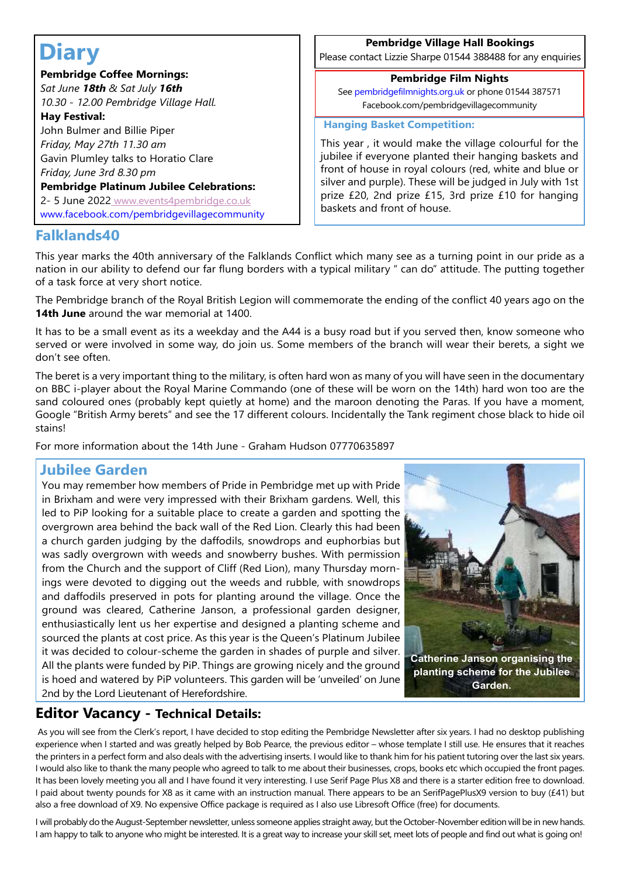## Diary

**Pembridge Coffee Mornings:**
*Sat June **18th** & Sat July **16th***
*10.30 - 12.00 Pembridge Village Hall.*

**Hay Festival:**
John Bulmer and Billie Piper
*Friday, May 27th 11.30 am*
Gavin Plumley talks to Horatio Clare
*Friday, June 3rd 8.30 pm*

**Pembridge Platinum Jubilee Celebrations:**
2- 5 June 2022 www.events4pembridge.co.uk
www.facebook.com/pembridgevillagecommunity

**Pembridge Village Hall Bookings**
Please contact Lizzie Sharpe 01544 388488 for any enquiries

**Pembridge Film Nights**
See pembridgefilmnights.org.uk or phone 01544 387571
Facebook.com/pembridgevillagecommunity

### Hanging Basket Competition:

This year , it would make the village colourful for the jubilee if everyone planted their hanging baskets and front of house in royal colours (red, white and blue or silver and purple). These will be judged in July with 1st prize £20, 2nd prize £15, 3rd prize £10 for hanging baskets and front of house.

## Falklands40

This year marks the 40th anniversary of the Falklands Conflict which many see as a turning point in our pride as a nation in our ability to defend our far flung borders with a typical military " can do" attitude. The putting together of a task force at very short notice.

The Pembridge branch of the Royal British Legion will commemorate the ending of the conflict 40 years ago on the **14th June** around the war memorial at 1400.

It has to be a small event as its a weekday and the A44 is a busy road but if you served then, know someone who served or were involved in some way, do join us. Some members of the branch will wear their berets, a sight we don't see often.

The beret is a very important thing to the military, is often hard won as many of you will have seen in the documentary on BBC i-player about the Royal Marine Commando (one of these will be worn on the 14th) hard won too are the sand coloured ones (probably kept quietly at home) and the maroon denoting the Paras. If you have a moment, Google "British Army berets" and see the 17 different colours. Incidentally the Tank regiment chose black to hide oil stains!

For more information about the 14th June - Graham Hudson 07770635897

## Jubilee Garden

You may remember how members of Pride in Pembridge met up with Pride in Brixham and were very impressed with their Brixham gardens. Well, this led to PiP looking for a suitable place to create a garden and spotting the overgrown area behind the back wall of the Red Lion. Clearly this had been a church garden judging by the daffodils, snowdrops and euphorbias but was sadly overgrown with weeds and snowberry bushes. With permission from the Church and the support of Cliff (Red Lion), many Thursday mornings were devoted to digging out the weeds and rubble, with snowdrops and daffodils preserved in pots for planting around the village. Once the ground was cleared, Catherine Janson, a professional garden designer, enthusiastically lent us her expertise and designed a planting scheme and sourced the plants at cost price. As this year is the Queen's Platinum Jubilee it was decided to colour-scheme the garden in shades of purple and silver. All the plants were funded by PiP. Things are growing nicely and the ground is hoed and watered by PiP volunteers. This garden will be 'unveiled' on June 2nd by the Lord Lieutenant of Herefordshire.

**Catherine Janson organising the planting scheme for the Jubilee Garden.**

## Editor Vacancy - Technical Details:

As you will see from the Clerk's report, I have decided to stop editing the Pembridge Newsletter after six years. I had no desktop publishing experience when I started and was greatly helped by Bob Pearce, the previous editor – whose template I still use. He ensures that it reaches the printers in a perfect form and also deals with the advertising inserts. I would like to thank him for his patient tutoring over the last six years. I would also like to thank the many people who agreed to talk to me about their businesses, crops, books etc which occupied the front pages. It has been lovely meeting you all and I have found it very interesting. I use Serif Page Plus X8 and there is a starter edition free to download. I paid about twenty pounds for X8 as it came with an instruction manual. There appears to be an SerifPagePlusX9 version to buy (£41) but also a free download of X9. No expensive Office package is required as I also use Libresoft Office (free) for documents.

I will probably do the August-September newsletter, unless someone applies straight away, but the October-November edition will be in new hands. I am happy to talk to anyone who might be interested. It is a great way to increase your skill set, meet lots of people and find out what is going on!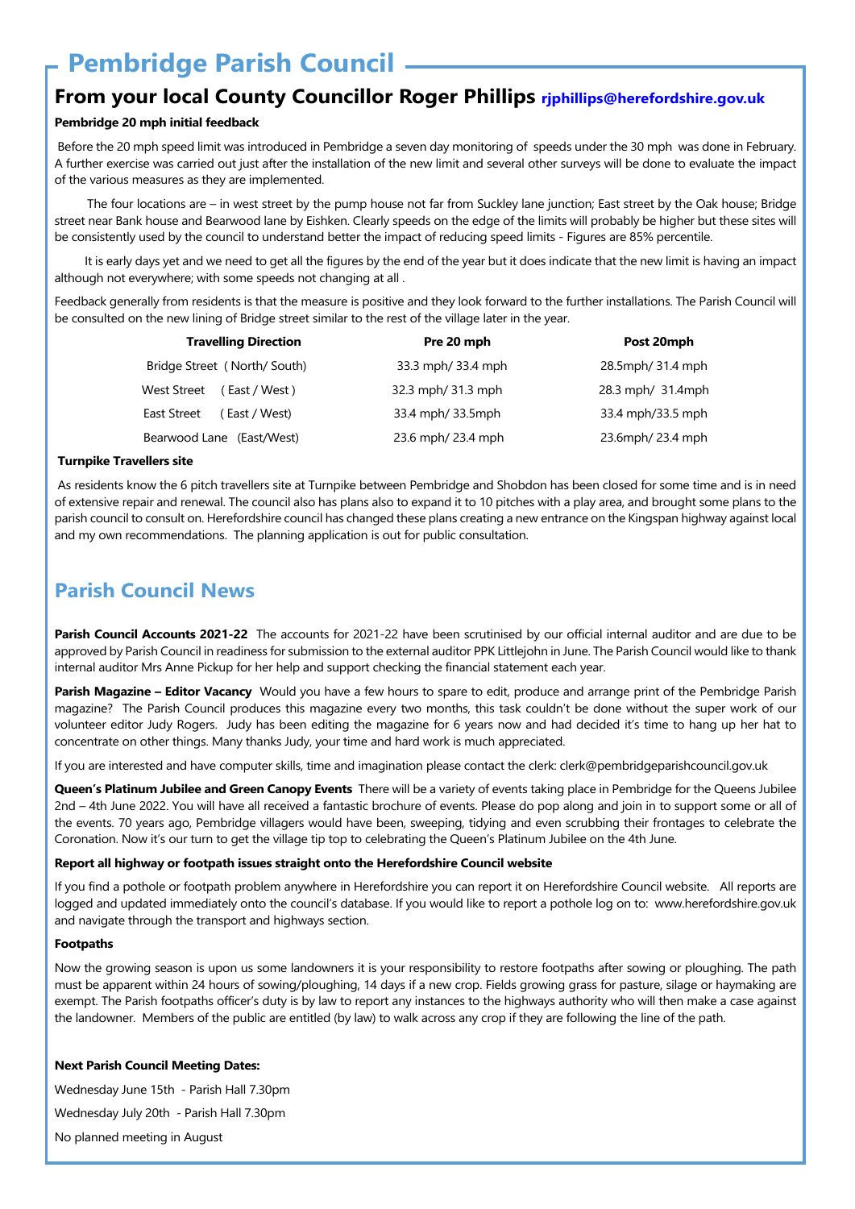# Pembridge Parish Council

## From your local County Councillor Roger Phillips rjphillips@herefordshire.gov.uk

**Pembridge 20 mph initial feedback**

Before the 20 mph speed limit was introduced in Pembridge a seven day monitoring of speeds under the 30 mph was done in February. A further exercise was carried out just after the installation of the new limit and several other surveys will be done to evaluate the impact of the various measures as they are implemented.

The four locations are – in west street by the pump house not far from Suckley lane junction; East street by the Oak house; Bridge street near Bank house and Bearwood lane by Eishken. Clearly speeds on the edge of the limits will probably be higher but these sites will be consistently used by the council to understand better the impact of reducing speed limits - Figures are 85% percentile.

It is early days yet and we need to get all the figures by the end of the year but it does indicate that the new limit is having an impact although not everywhere; with some speeds not changing at all .

Feedback generally from residents is that the measure is positive and they look forward to the further installations. The Parish Council will be consulted on the new lining of Bridge street similar to the rest of the village later in the year.

| Travelling Direction | Pre 20 mph | Post 20mph |
|---|---|---|
| Bridge Street ( North/ South) | 33.3 mph/ 33.4 mph | 28.5mph/ 31.4 mph |
| West Street ( East / West ) | 32.3 mph/ 31.3 mph | 28.3 mph/ 31.4mph |
| East Street ( East / West) | 33.4 mph/ 33.5mph | 33.4 mph/33.5 mph |
| Bearwood Lane (East/West) | 23.6 mph/ 23.4 mph | 23.6mph/ 23.4 mph |

**Turnpike Travellers site**

As residents know the 6 pitch travellers site at Turnpike between Pembridge and Shobdon has been closed for some time and is in need of extensive repair and renewal. The council also has plans also to expand it to 10 pitches with a play area, and brought some plans to the parish council to consult on. Herefordshire council has changed these plans creating a new entrance on the Kingspan highway against local and my own recommendations. The planning application is out for public consultation.

## Parish Council News

**Parish Council Accounts 2021-22** The accounts for 2021-22 have been scrutinised by our official internal auditor and are due to be approved by Parish Council in readiness for submission to the external auditor PPK Littlejohn in June. The Parish Council would like to thank internal auditor Mrs Anne Pickup for her help and support checking the financial statement each year.

**Parish Magazine – Editor Vacancy** Would you have a few hours to spare to edit, produce and arrange print of the Pembridge Parish magazine? The Parish Council produces this magazine every two months, this task couldn't be done without the super work of our volunteer editor Judy Rogers. Judy has been editing the magazine for 6 years now and had decided it's time to hang up her hat to concentrate on other things. Many thanks Judy, your time and hard work is much appreciated.

If you are interested and have computer skills, time and imagination please contact the clerk: clerk@pembridgeparishcouncil.gov.uk

**Queen's Platinum Jubilee and Green Canopy Events** There will be a variety of events taking place in Pembridge for the Queens Jubilee 2nd – 4th June 2022. You will have all received a fantastic brochure of events. Please do pop along and join in to support some or all of the events. 70 years ago, Pembridge villagers would have been, sweeping, tidying and even scrubbing their frontages to celebrate the Coronation. Now it's our turn to get the village tip top to celebrating the Queen's Platinum Jubilee on the 4th June.

**Report all highway or footpath issues straight onto the Herefordshire Council website**

If you find a pothole or footpath problem anywhere in Herefordshire you can report it on Herefordshire Council website. All reports are logged and updated immediately onto the council's database. If you would like to report a pothole log on to: www.herefordshire.gov.uk and navigate through the transport and highways section.

**Footpaths**

Now the growing season is upon us some landowners it is your responsibility to restore footpaths after sowing or ploughing. The path must be apparent within 24 hours of sowing/ploughing, 14 days if a new crop. Fields growing grass for pasture, silage or haymaking are exempt. The Parish footpaths officer's duty is by law to report any instances to the highways authority who will then make a case against the landowner. Members of the public are entitled (by law) to walk across any crop if they are following the line of the path.

**Next Parish Council Meeting Dates:**

Wednesday June 15th - Parish Hall 7.30pm

Wednesday July 20th - Parish Hall 7.30pm

No planned meeting in August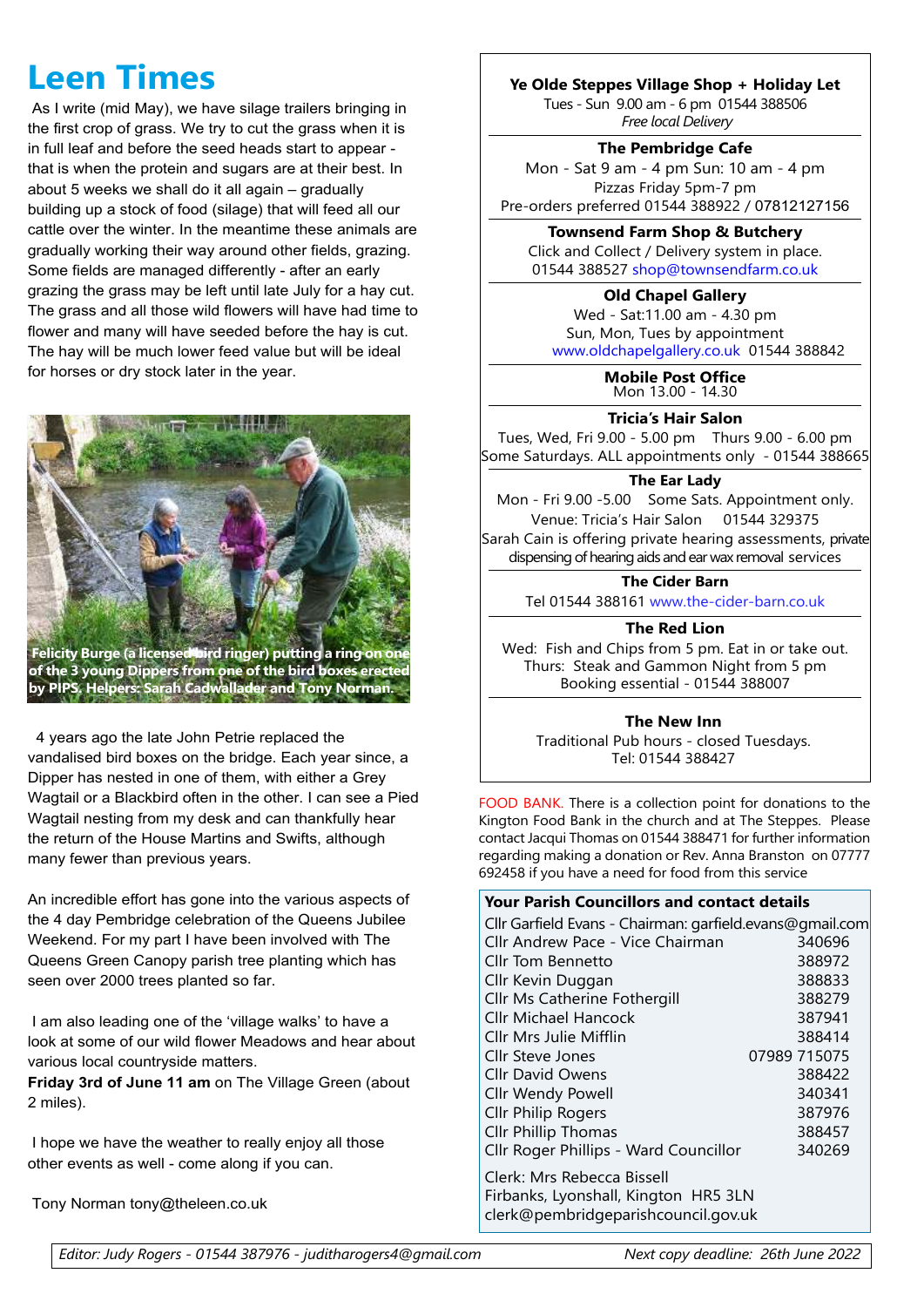# Leen Times

As I write (mid May), we have silage trailers bringing in the first crop of grass. We try to cut the grass when it is in full leaf and before the seed heads start to appear - that is when the protein and sugars are at their best. In about 5 weeks we shall do it all again – gradually building up a stock of food (silage) that will feed all our cattle over the winter. In the meantime these animals are gradually working their way around other fields, grazing. Some fields are managed differently - after an early grazing the grass may be left until late July for a hay cut. The grass and all those wild flowers will have had time to flower and many will have seeded before the hay is cut. The hay will be much lower feed value but will be ideal for horses or dry stock later in the year.

**Felicity Burge (a licensed bird ringer) putting a ring on one of the 3 young Dippers from one of the bird boxes erected by PIPS. Helpers: Sarah Cadwallader and Tony Norman.**

4 years ago the late John Petrie replaced the vandalised bird boxes on the bridge. Each year since, a Dipper has nested in one of them, with either a Grey Wagtail or a Blackbird often in the other. I can see a Pied Wagtail nesting from my desk and can thankfully hear the return of the House Martins and Swifts, although many fewer than previous years.

An incredible effort has gone into the various aspects of the 4 day Pembridge celebration of the Queens Jubilee Weekend. For my part I have been involved with The Queens Green Canopy parish tree planting which has seen over 2000 trees planted so far.

I am also leading one of the 'village walks' to have a look at some of our wild flower Meadows and hear about various local countryside matters.
**Friday 3rd of June 11 am** on The Village Green (about 2 miles).

I hope we have the weather to really enjoy all those other events as well - come along if you can.

Tony Norman tony@theleen.co.uk

---

**Ye Olde Steppes Village Shop + Holiday Let**
Tues - Sun 9.00 am - 6 pm 01544 388506
*Free local Delivery*

**The Pembridge Cafe**
Mon - Sat 9 am - 4 pm Sun: 10 am - 4 pm
Pizzas Friday 5pm-7 pm
Pre-orders preferred 01544 388922 / 07812127156

**Townsend Farm Shop & Butchery**
Click and Collect / Delivery system in place.
01544 388527 shop@townsendfarm.co.uk

**Old Chapel Gallery**
Wed - Sat:11.00 am - 4.30 pm
Sun, Mon, Tues by appointment
www.oldchapelgallery.co.uk 01544 388842

**Mobile Post Office**
Mon 13.00 - 14.30

**Tricia's Hair Salon**
Tues, Wed, Fri 9.00 - 5.00 pm Thurs 9.00 - 6.00 pm
Some Saturdays. ALL appointments only - 01544 388665

**The Ear Lady**
Mon - Fri 9.00 -5.00 Some Sats. Appointment only.
Venue: Tricia's Hair Salon 01544 329375
Sarah Cain is offering private hearing assessments, private dispensing of hearing aids and ear wax removal services

**The Cider Barn**
Tel 01544 388161 www.the-cider-barn.co.uk

**The Red Lion**
Wed: Fish and Chips from 5 pm. Eat in or take out.
Thurs: Steak and Gammon Night from 5 pm
Booking essential - 01544 388007

**The New Inn**
Traditional Pub hours - closed Tuesdays.
Tel: 01544 388427

FOOD BANK. There is a collection point for donations to the Kington Food Bank in the church and at The Steppes. Please contact Jacqui Thomas on 01544 388471 for further information regarding making a donation or Rev. Anna Branston on 07777 692458 if you have a need for food from this service

**Your Parish Councillors and contact details**

| | |
|---|---|
| Cllr Garfield Evans - Chairman: garfield.evans@gmail.com | |
| Cllr Andrew Pace - Vice Chairman | 340696 |
| Cllr Tom Bennetto | 388972 |
| Cllr Kevin Duggan | 388833 |
| Cllr Ms Catherine Fothergill | 388279 |
| Cllr Michael Hancock | 387941 |
| Cllr Mrs Julie Mifflin | 388414 |
| Cllr Steve Jones | 07989 715075 |
| Cllr David Owens | 388422 |
| Cllr Wendy Powell | 340341 |
| Cllr Philip Rogers | 387976 |
| Cllr Phillip Thomas | 388457 |
| Cllr Roger Phillips - Ward Councillor | 340269 |

Clerk: Mrs Rebecca Bissell
Firbanks, Lyonshall, Kington HR5 3LN
clerk@pembridgeparishcouncil.gov.uk

*Editor: Judy Rogers - 01544 387976 - juditharogers4@gmail.com* *Next copy deadline: 26th June 2022*